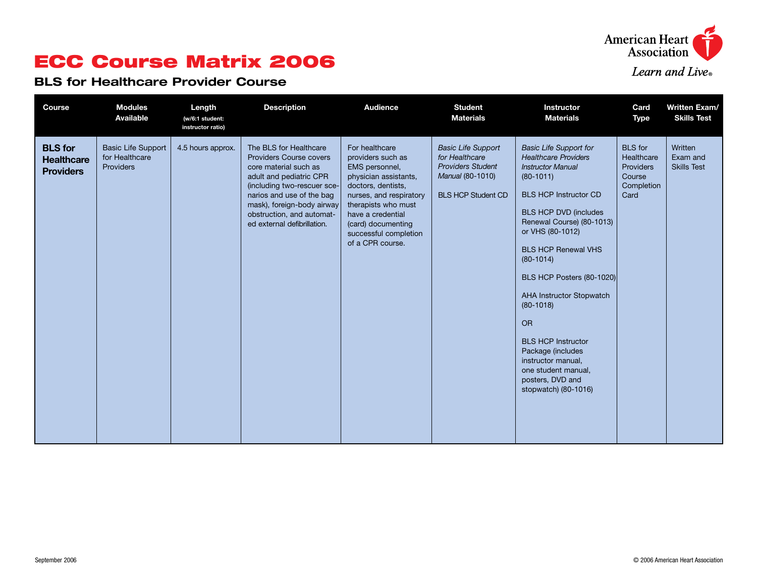# ECC Course Matrix 2006

## BLS for Healthcare Provider Course

| Course | Modules Available | Length (w/6:1 student: instructor ratio) | Description | Audience | Student Materials | Instructor Materials | Card Type | Written Exam/ Skills Test |
|---|---|---|---|---|---|---|---|---|
| **BLS for Healthcare Providers** | Basic Life Support for Healthcare Providers | 4.5 hours approx. | The BLS for Healthcare Providers Course covers core material such as adult and pediatric CPR (including two-rescuer scenarios and use of the bag mask), foreign-body airway obstruction, and automated external defibrillation. | For healthcare providers such as EMS personnel, physician assistants, doctors, dentists, nurses, and respiratory therapists who must have a credential (card) documenting successful completion of a CPR course. | *Basic Life Support for Healthcare Providers Student Manual* (80-1010)<br><br>BLS HCP Student CD | *Basic Life Support for Healthcare Providers Instructor Manual* (80-1011)<br><br>BLS HCP Instructor CD<br><br>BLS HCP DVD (includes Renewal Course) (80-1013) or VHS (80-1012)<br><br>BLS HCP Renewal VHS (80-1014)<br><br>BLS HCP Posters (80-1020)<br><br>AHA Instructor Stopwatch (80-1018)<br><br>OR<br><br>BLS HCP Instructor Package (includes instructor manual, one student manual, posters, DVD and stopwatch) (80-1016) | BLS for Healthcare Providers Course Completion Card | Written Exam and Skills Test |

September 2006

© 2006 American Heart Association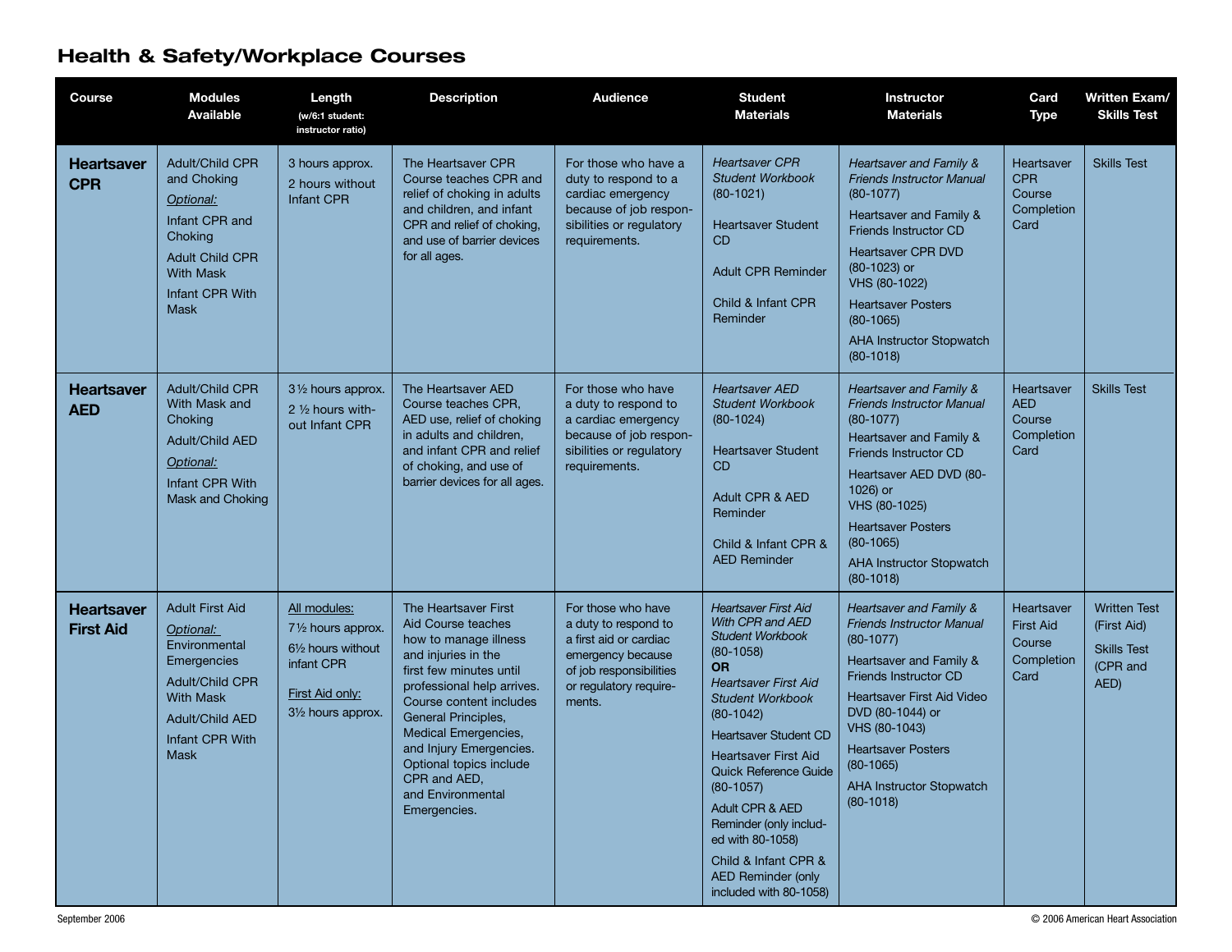# Health & Safety/Workplace Courses

| Course | Modules Available | Length (w/6:1 student: instructor ratio) | Description | Audience | Student Materials | Instructor Materials | Card Type | Written Exam/ Skills Test |
|---|---|---|---|---|---|---|---|---|
| **Heartsaver CPR** | Adult/Child CPR and Choking<br>*Optional:*<br>Infant CPR and Choking<br>Adult Child CPR With Mask<br>Infant CPR With Mask | 3 hours approx.<br>2 hours without Infant CPR | The Heartsaver CPR Course teaches CPR and relief of choking in adults and children, and infant CPR and relief of choking, and use of barrier devices for all ages. | For those who have a duty to respond to a cardiac emergency because of job responsibilities or regulatory requirements. | *Heartsaver CPR Student Workbook* (80-1021)<br>Heartsaver Student CD<br>Adult CPR Reminder<br>Child & Infant CPR Reminder | *Heartsaver and Family & Friends Instructor Manual* (80-1077)<br>Heartsaver and Family & Friends Instructor CD<br>Heartsaver CPR DVD (80-1023) or VHS (80-1022)<br>Heartsaver Posters (80-1065)<br>AHA Instructor Stopwatch (80-1018) | Heartsaver CPR Course Completion Card | Skills Test |
| **Heartsaver AED** | Adult/Child CPR With Mask and Choking<br>Adult/Child AED<br>*Optional:*<br>Infant CPR With Mask and Choking | 3½ hours approx.<br>2 ½ hours without Infant CPR | The Heartsaver AED Course teaches CPR, AED use, relief of choking in adults and children, and infant CPR and relief of choking, and use of barrier devices for all ages. | For those who have a duty to respond to a cardiac emergency because of job responsibilities or regulatory requirements. | *Heartsaver AED Student Workbook* (80-1024)<br>Heartsaver Student CD<br>Adult CPR & AED Reminder<br>Child & Infant CPR & AED Reminder | *Heartsaver and Family & Friends Instructor Manual* (80-1077)<br>Heartsaver and Family & Friends Instructor CD<br>Heartsaver AED DVD (80-1026) or VHS (80-1025)<br>Heartsaver Posters (80-1065)<br>AHA Instructor Stopwatch (80-1018) | Heartsaver AED Course Completion Card | Skills Test |
| **Heartsaver First Aid** | Adult First Aid<br>*Optional:*<br>Environmental Emergencies<br>Adult/Child CPR With Mask<br>Adult/Child AED<br>Infant CPR With Mask | All modules:<br>7½ hours approx.<br>6½ hours without infant CPR<br>First Aid only:<br>3½ hours approx. | The Heartsaver First Aid Course teaches how to manage illness and injuries in the first few minutes until professional help arrives. Course content includes General Principles, Medical Emergencies, and Injury Emergencies. Optional topics include CPR and AED, and Environmental Emergencies. | For those who have a duty to respond to a first aid or cardiac emergency because of job responsibilities or regulatory requirements. | *Heartsaver First Aid With CPR and AED Student Workbook* (80-1058)<br>**OR**<br>*Heartsaver First Aid Student Workbook* (80-1042)<br>Heartsaver Student CD<br>Heartsaver First Aid Quick Reference Guide (80-1057)<br>Adult CPR & AED Reminder (only included with 80-1058)<br>Child & Infant CPR & AED Reminder (only included with 80-1058) | *Heartsaver and Family & Friends Instructor Manual* (80-1077)<br>Heartsaver and Family & Friends Instructor CD<br>Heartsaver First Aid Video DVD (80-1044) or VHS (80-1043)<br>Heartsaver Posters (80-1065)<br>AHA Instructor Stopwatch (80-1018) | Heartsaver First Aid Course Completion Card | Written Test (First Aid)<br>Skills Test (CPR and AED) |

September 2006

© 2006 American Heart Association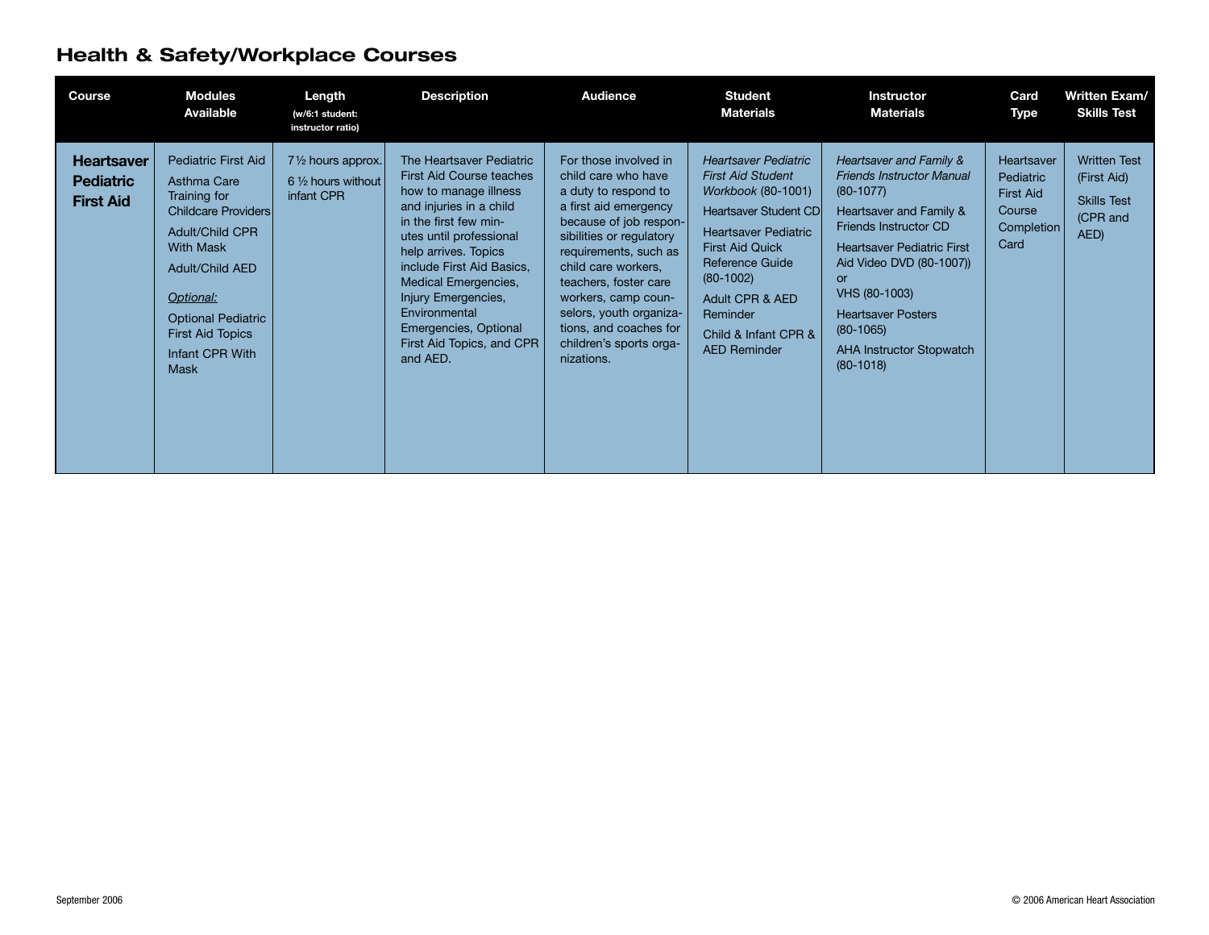## Health & Safety/Workplace Courses

| Course | Modules Available | Length (w/6:1 student: instructor ratio) | Description | Audience | Student Materials | Instructor Materials | Card Type | Written Exam/ Skills Test |
|---|---|---|---|---|---|---|---|---|
| **Heartsaver Pediatric First Aid** | Pediatric First Aid<br>Asthma Care Training for Childcare Providers<br>Adult/Child CPR With Mask<br>Adult/Child AED<br>*Optional:*<br>Optional Pediatric First Aid Topics<br>Infant CPR With Mask | 7½ hours approx.<br>6 ½ hours without infant CPR | The Heartsaver Pediatric First Aid Course teaches how to manage illness and injuries in a child in the first few minutes until professional help arrives. Topics include First Aid Basics, Medical Emergencies, Injury Emergencies, Environmental Emergencies, Optional First Aid Topics, and CPR and AED. | For those involved in child care who have a duty to respond to a first aid emergency because of job responsibilities or regulatory requirements, such as child care workers, teachers, foster care workers, camp counselors, youth organizations, and coaches for children's sports organizations. | *Heartsaver Pediatric First Aid Student Workbook* (80-1001)<br>Heartsaver Student CD<br>Heartsaver Pediatric First Aid Quick Reference Guide (80-1002)<br>Adult CPR & AED Reminder<br>Child & Infant CPR & AED Reminder | *Heartsaver and Family & Friends Instructor Manual* (80-1077)<br>Heartsaver and Family & Friends Instructor CD<br>Heartsaver Pediatric First Aid Video DVD (80-1007)) or VHS (80-1003)<br>Heartsaver Posters (80-1065)<br>AHA Instructor Stopwatch (80-1018) | Heartsaver Pediatric First Aid Course Completion Card | Written Test (First Aid)<br>Skills Test (CPR and AED) |

September 2006

© 2006 American Heart Association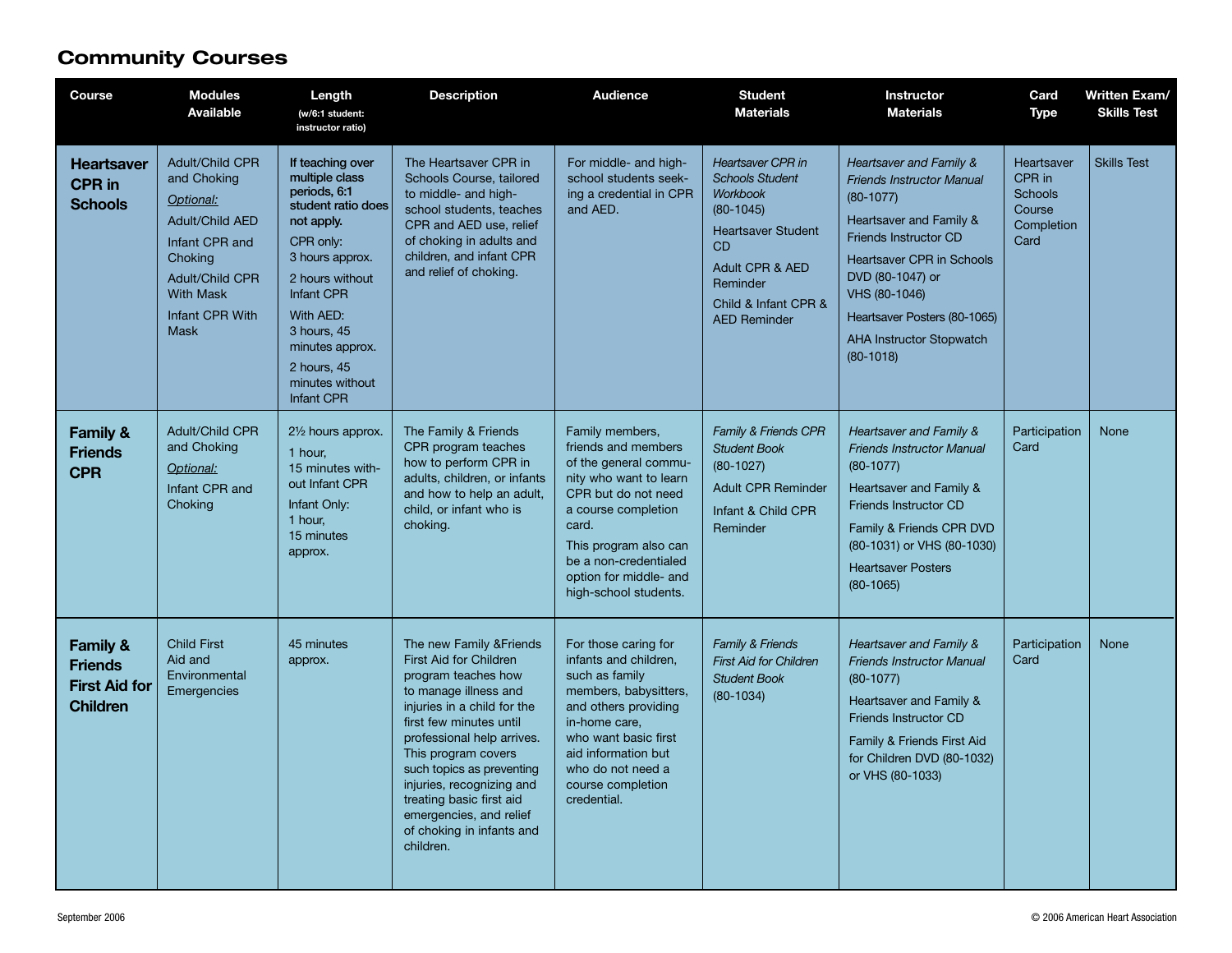# Community Courses

| Course | Modules Available | Length (w/6:1 student: instructor ratio) | Description | Audience | Student Materials | Instructor Materials | Card Type | Written Exam/ Skills Test |
|---|---|---|---|---|---|---|---|---|
| **Heartsaver CPR in Schools** | Adult/Child CPR and Choking<br>*Optional:*<br>Adult/Child AED<br>Infant CPR and Choking<br>Adult/Child CPR With Mask<br>Infant CPR With Mask | **If teaching over multiple class periods, 6:1 student ratio does not apply.**<br>CPR only: 3 hours approx.<br>2 hours without Infant CPR<br>With AED: 3 hours, 45 minutes approx.<br>2 hours, 45 minutes without Infant CPR | The Heartsaver CPR in Schools Course, tailored to middle- and high-school students, teaches CPR and AED use, relief of choking in adults and children, and infant CPR and relief of choking. | For middle- and high-school students seeking a credential in CPR and AED. | *Heartsaver CPR in Schools Student Workbook* (80-1045)<br>Heartsaver Student CD<br>Adult CPR & AED Reminder<br>Child & Infant CPR & AED Reminder | *Heartsaver and Family & Friends Instructor Manual* (80-1077)<br>Heartsaver and Family & Friends Instructor CD<br>Heartsaver CPR in Schools DVD (80-1047) or VHS (80-1046)<br>Heartsaver Posters (80-1065)<br>AHA Instructor Stopwatch (80-1018) | Heartsaver CPR in Schools Course Completion Card | Skills Test |
| **Family & Friends CPR** | Adult/Child CPR and Choking<br>*Optional:*<br>Infant CPR and Choking | 2½ hours approx.<br>1 hour, 15 minutes without Infant CPR<br>Infant Only: 1 hour, 15 minutes approx. | The Family & Friends CPR program teaches how to perform CPR in adults, children, or infants and how to help an adult, child, or infant who is choking. | Family members, friends and members of the general community who want to learn CPR but do not need a course completion card.<br>This program also can be a non-credentialed option for middle- and high-school students. | *Family & Friends CPR Student Book* (80-1027)<br>Adult CPR Reminder<br>Infant & Child CPR Reminder | *Heartsaver and Family & Friends Instructor Manual* (80-1077)<br>Heartsaver and Family & Friends Instructor CD<br>Family & Friends CPR DVD (80-1031) or VHS (80-1030)<br>Heartsaver Posters (80-1065) | Participation Card | None |
| **Family & Friends First Aid for Children** | Child First Aid and Environmental Emergencies | 45 minutes approx. | The new Family &Friends First Aid for Children program teaches how to manage illness and injuries in a child for the first few minutes until professional help arrives. This program covers such topics as preventing injuries, recognizing and treating basic first aid emergencies, and relief of choking in infants and children. | For those caring for infants and children, such as family members, babysitters, and others providing in-home care, who want basic first aid information but who do not need a course completion credential. | *Family & Friends First Aid for Children Student Book* (80-1034) | *Heartsaver and Family & Friends Instructor Manual* (80-1077)<br>Heartsaver and Family & Friends Instructor CD<br>Family & Friends First Aid for Children DVD (80-1032) or VHS (80-1033) | Participation Card | None |

September 2006

© 2006 American Heart Association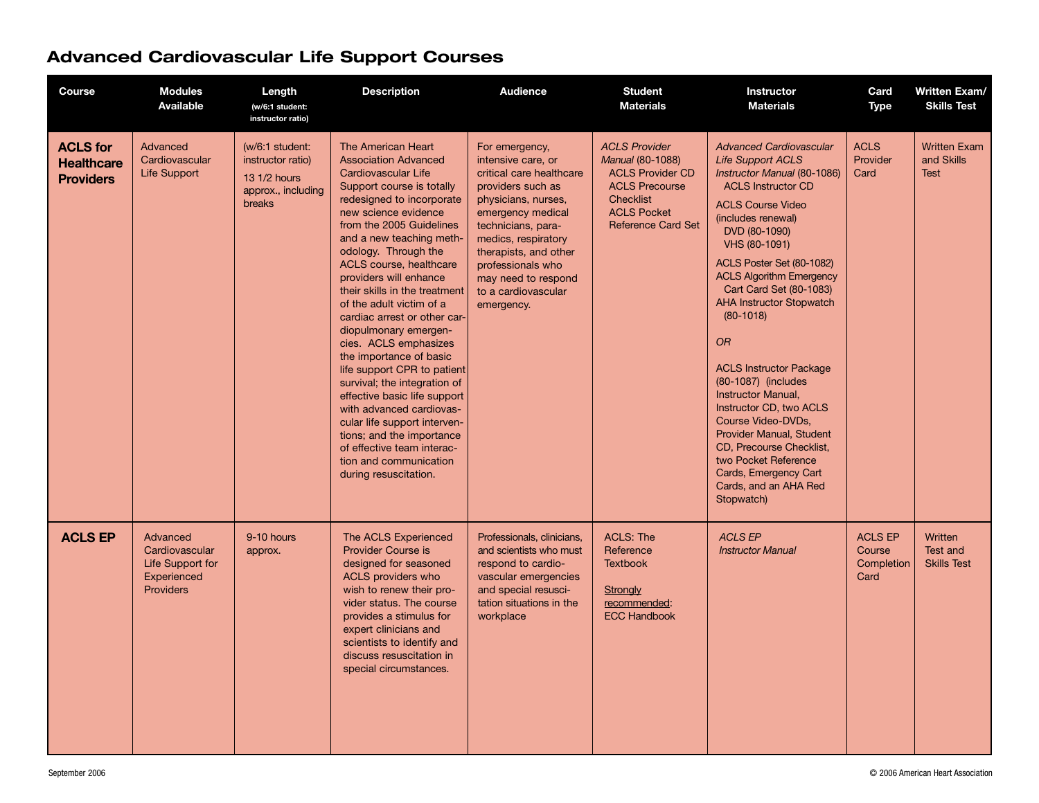# Advanced Cardiovascular Life Support Courses

| Course | Modules Available | Length (w/6:1 student: instructor ratio) | Description | Audience | Student Materials | Instructor Materials | Card Type | Written Exam/ Skills Test |
|---|---|---|---|---|---|---|---|---|
| **ACLS for Healthcare Providers** | Advanced Cardiovascular Life Support | (w/6:1 student: instructor ratio) 13 1/2 hours approx., including breaks | The American Heart Association Advanced Cardiovascular Life Support course is totally redesigned to incorporate new science evidence from the 2005 Guidelines and a new teaching methodology. Through the ACLS course, healthcare providers will enhance their skills in the treatment of the adult victim of a cardiac arrest or other cardiopulmonary emergencies. ACLS emphasizes the importance of basic life support CPR to patient survival; the integration of effective basic life support with advanced cardiovascular life support interventions; and the importance of effective team interaction and communication during resuscitation. | For emergency, intensive care, or critical care healthcare providers such as physicians, nurses, emergency medical technicians, paramedics, respiratory therapists, and other professionals who may need to respond to a cardiovascular emergency. | *ACLS Provider Manual* (80-1088) ACLS Provider CD ACLS Precourse Checklist ACLS Pocket Reference Card Set | *Advanced Cardiovascular Life Support ACLS Instructor Manual* (80-1086) ACLS Instructor CD<br>ACLS Course Video (includes renewal) DVD (80-1090) VHS (80-1091)<br>ACLS Poster Set (80-1082) ACLS Algorithm Emergency Cart Card Set (80-1083) AHA Instructor Stopwatch (80-1018)<br>*OR*<br>ACLS Instructor Package (80-1087) (includes Instructor Manual, Instructor CD, two ACLS Course Video-DVDs, Provider Manual, Student CD, Precourse Checklist, two Pocket Reference Cards, Emergency Cart Cards, and an AHA Red Stopwatch) | ACLS Provider Card | Written Exam and Skills Test |
| **ACLS EP** | Advanced Cardiovascular Life Support for Experienced Providers | 9-10 hours approx. | The ACLS Experienced Provider Course is designed for seasoned ACLS providers who wish to renew their provider status. The course provides a stimulus for expert clinicians and scientists to identify and discuss resuscitation in special circumstances. | Professionals, clinicians, and scientists who must respond to cardiovascular emergencies and special resuscitation situations in the workplace | ACLS: The Reference Textbook<br>Strongly recommended: ECC Handbook | *ACLS EP Instructor Manual* | ACLS EP Course Completion Card | Written Test and Skills Test |

September 2006

© 2006 American Heart Association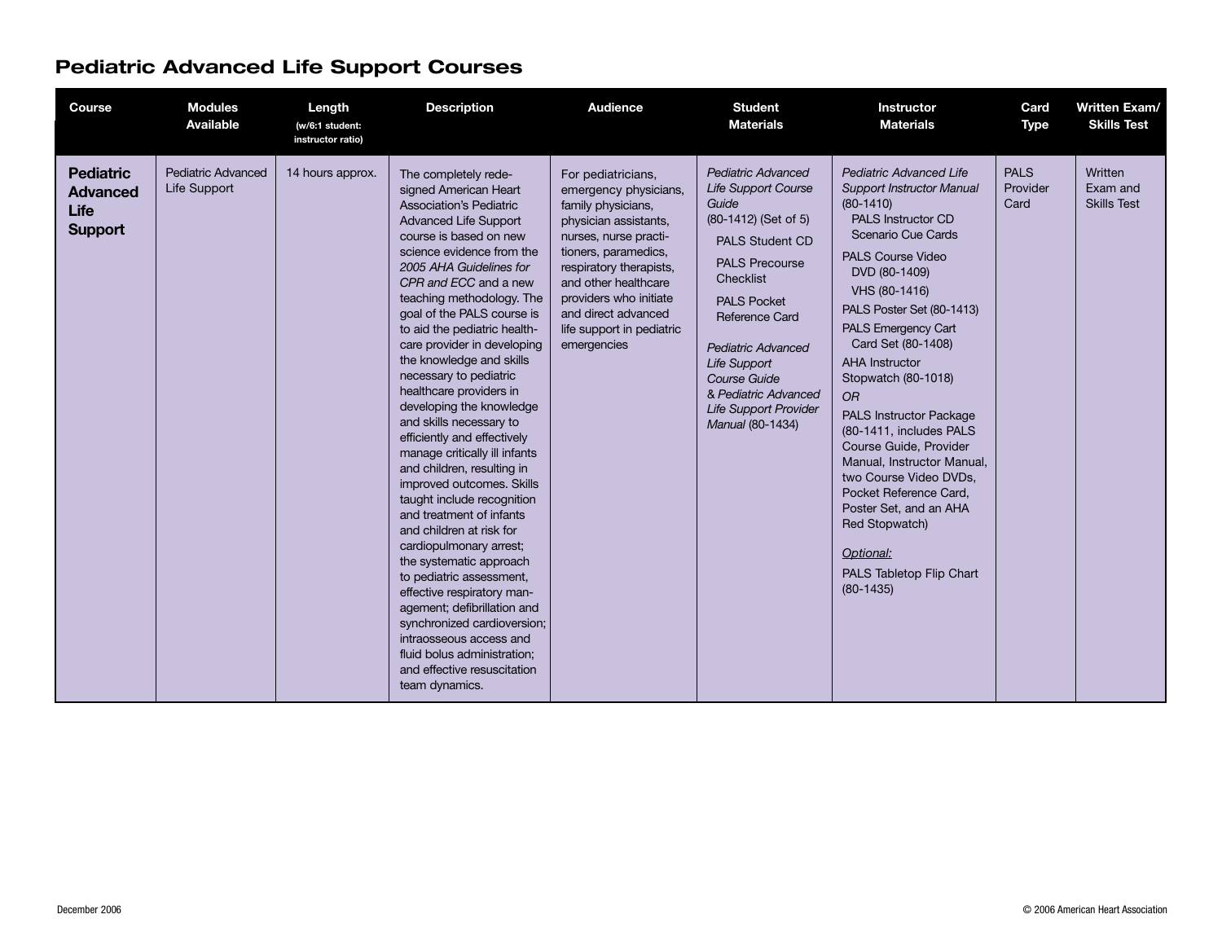# Pediatric Advanced Life Support Courses

| Course | Modules Available | Length (w/6:1 student: instructor ratio) | Description | Audience | Student Materials | Instructor Materials | Card Type | Written Exam/ Skills Test |
|---|---|---|---|---|---|---|---|---|
| **Pediatric Advanced Life Support** | Pediatric Advanced Life Support | 14 hours approx. | The completely redesigned American Heart Association's Pediatric Advanced Life Support course is based on new science evidence from the *2005 AHA Guidelines for CPR and ECC* and a new teaching methodology. The goal of the PALS course is to aid the pediatric healthcare provider in developing the knowledge and skills necessary to pediatric healthcare providers in developing the knowledge and skills necessary to efficiently and effectively manage critically ill infants and children, resulting in improved outcomes. Skills taught include recognition and treatment of infants and children at risk for cardiopulmonary arrest; the systematic approach to pediatric assessment, effective respiratory management; defibrillation and synchronized cardioversion; intraosseous access and fluid bolus administration; and effective resuscitation team dynamics. | For pediatricians, emergency physicians, family physicians, physician assistants, nurses, nurse practitioners, paramedics, respiratory therapists, and other healthcare providers who initiate and direct advanced life support in pediatric emergencies | *Pediatric Advanced Life Support Course Guide* (80-1412) (Set of 5)<br>PALS Student CD<br>PALS Precourse Checklist<br>PALS Pocket Reference Card<br>*Pediatric Advanced Life Support Course Guide & Pediatric Advanced Life Support Provider Manual* (80-1434) | *Pediatric Advanced Life Support Instructor Manual* (80-1410)<br>PALS Instructor CD<br>Scenario Cue Cards<br>PALS Course Video DVD (80-1409)<br>VHS (80-1416)<br>PALS Poster Set (80-1413)<br>PALS Emergency Cart Card Set (80-1408)<br>AHA Instructor Stopwatch (80-1018)<br>*OR*<br>PALS Instructor Package (80-1411, includes PALS Course Guide, Provider Manual, Instructor Manual, two Course Video DVDs, Pocket Reference Card, Poster Set, and an AHA Red Stopwatch)<br>*Optional:*<br>PALS Tabletop Flip Chart (80-1435) | PALS Provider Card | Written Exam and Skills Test |